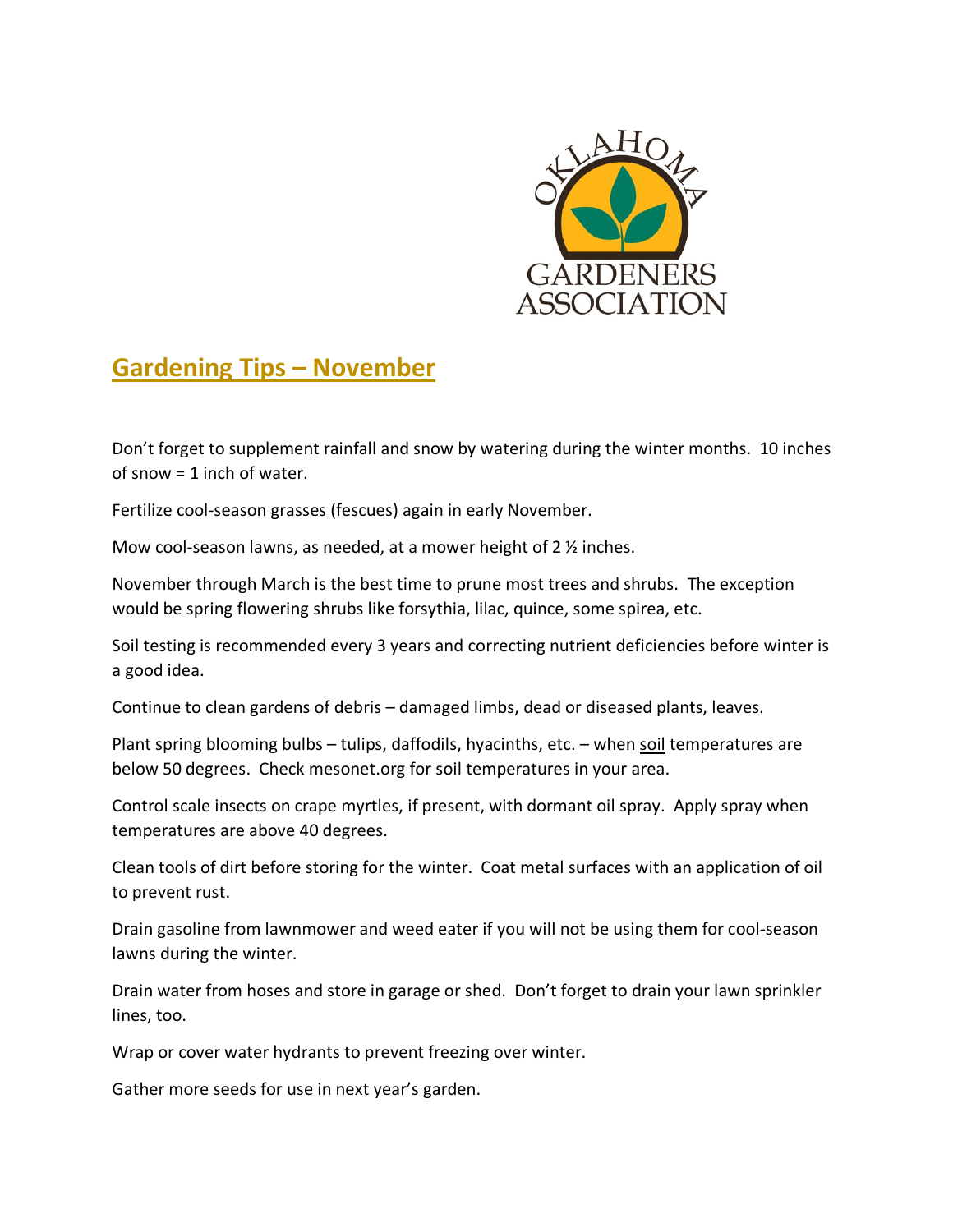OKLAHOMA GARDENERS ASSOCIATION

## Gardening Tips – November

Don't forget to supplement rainfall and snow by watering during the winter months. 10 inches of snow = 1 inch of water.

Fertilize cool-season grasses (fescues) again in early November.

Mow cool-season lawns, as needed, at a mower height of 2 ½ inches.

November through March is the best time to prune most trees and shrubs. The exception would be spring flowering shrubs like forsythia, lilac, quince, some spirea, etc.

Soil testing is recommended every 3 years and correcting nutrient deficiencies before winter is a good idea.

Continue to clean gardens of debris – damaged limbs, dead or diseased plants, leaves.

Plant spring blooming bulbs – tulips, daffodils, hyacinths, etc. – when soil temperatures are below 50 degrees. Check mesonet.org for soil temperatures in your area.

Control scale insects on crape myrtles, if present, with dormant oil spray. Apply spray when temperatures are above 40 degrees.

Clean tools of dirt before storing for the winter. Coat metal surfaces with an application of oil to prevent rust.

Drain gasoline from lawnmower and weed eater if you will not be using them for cool-season lawns during the winter.

Drain water from hoses and store in garage or shed. Don't forget to drain your lawn sprinkler lines, too.

Wrap or cover water hydrants to prevent freezing over winter.

Gather more seeds for use in next year's garden.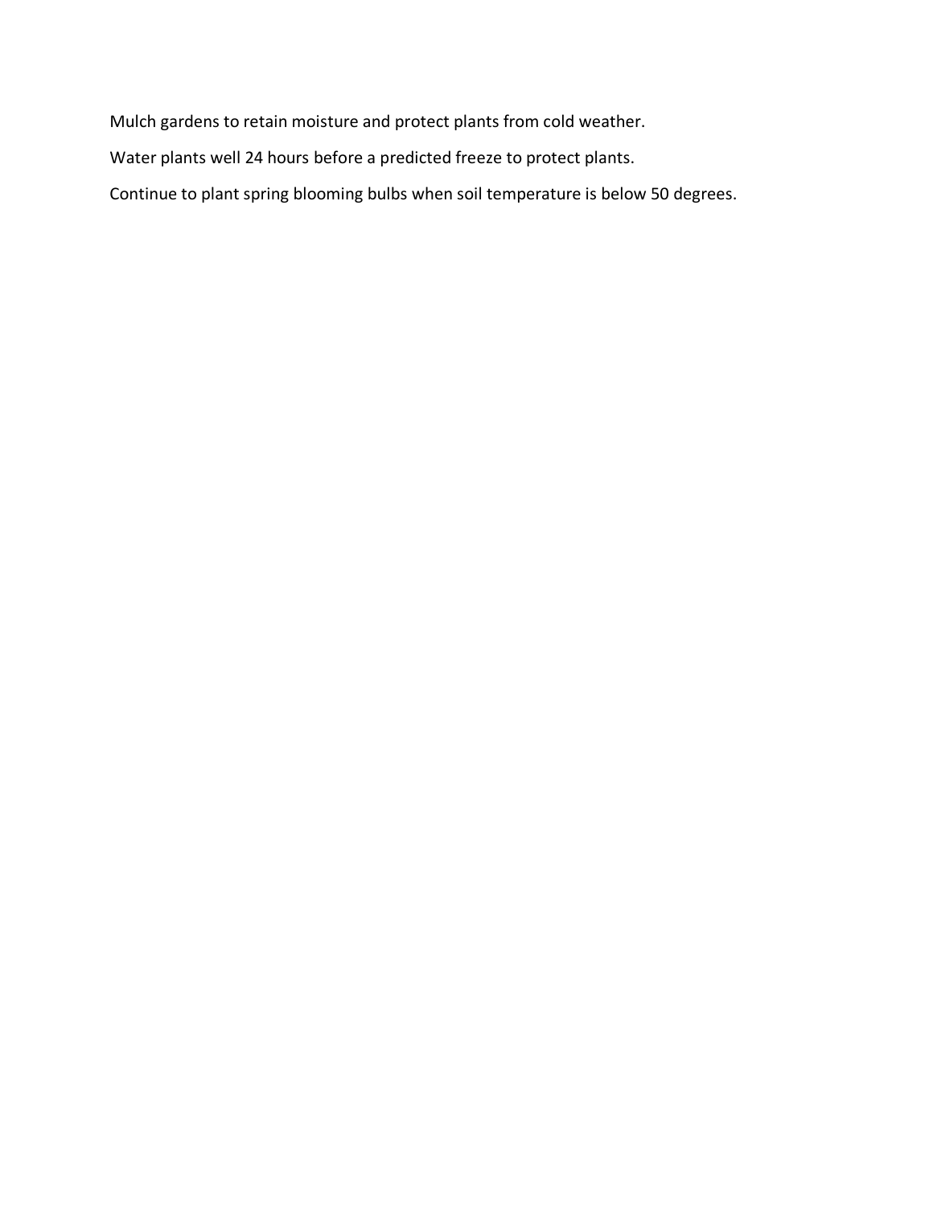Mulch gardens to retain moisture and protect plants from cold weather.

Water plants well 24 hours before a predicted freeze to protect plants.

Continue to plant spring blooming bulbs when soil temperature is below 50 degrees.